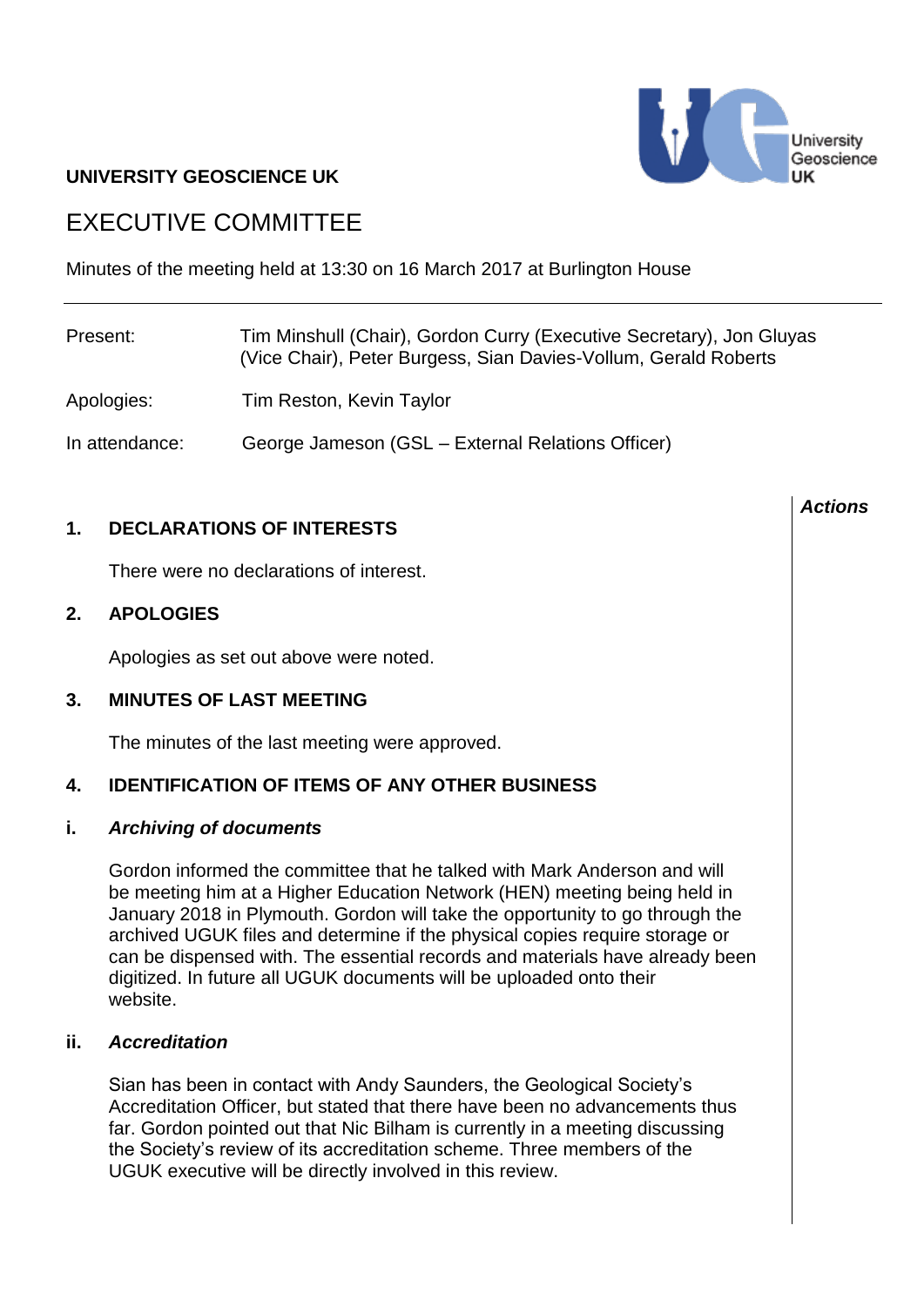**UNIVERSITY GEOSCIENCE UK**

# EXECUTIVE COMMITTEE

Minutes of the meeting held at 13:30 on 16 March 2017 at Burlington House

| | |
|---|---|
| Present: | Tim Minshull (Chair), Gordon Curry (Executive Secretary), Jon Gluyas (Vice Chair), Peter Burgess, Sian Davies-Vollum, Gerald Roberts |
| Apologies: | Tim Reston, Kevin Taylor |
| In attendance: | George Jameson (GSL – External Relations Officer) |

***Actions***

## 1. DECLARATIONS OF INTERESTS

There were no declarations of interest.

## 2. APOLOGIES

Apologies as set out above were noted.

## 3. MINUTES OF LAST MEETING

The minutes of the last meeting were approved.

## 4. IDENTIFICATION OF ITEMS OF ANY OTHER BUSINESS

### i. *Archiving of documents*

Gordon informed the committee that he talked with Mark Anderson and will be meeting him at a Higher Education Network (HEN) meeting being held in January 2018 in Plymouth. Gordon will take the opportunity to go through the archived UGUK files and determine if the physical copies require storage or can be dispensed with. The essential records and materials have already been digitized. In future all UGUK documents will be uploaded onto their website.

### ii. *Accreditation*

Sian has been in contact with Andy Saunders, the Geological Society's Accreditation Officer, but stated that there have been no advancements thus far. Gordon pointed out that Nic Bilham is currently in a meeting discussing the Society's review of its accreditation scheme. Three members of the UGUK executive will be directly involved in this review.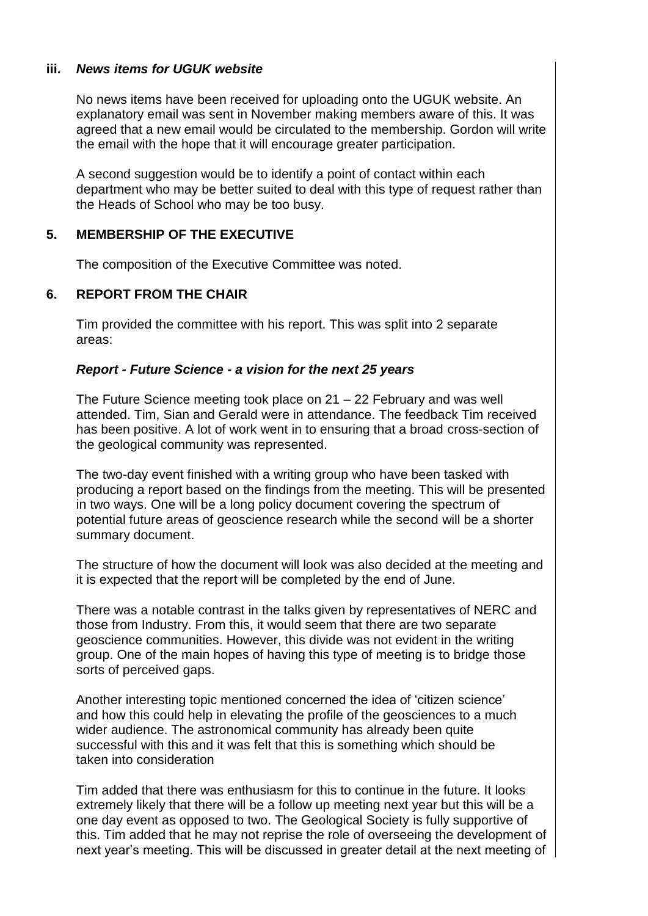### iii. *News items for UGUK website*

No news items have been received for uploading onto the UGUK website. An explanatory email was sent in November making members aware of this. It was agreed that a new email would be circulated to the membership. Gordon will write the email with the hope that it will encourage greater participation.

A second suggestion would be to identify a point of contact within each department who may be better suited to deal with this type of request rather than the Heads of School who may be too busy.

## 5. MEMBERSHIP OF THE EXECUTIVE

The composition of the Executive Committee was noted.

## 6. REPORT FROM THE CHAIR

Tim provided the committee with his report. This was split into 2 separate areas:

### *Report - Future Science - a vision for the next 25 years*

The Future Science meeting took place on 21 – 22 February and was well attended. Tim, Sian and Gerald were in attendance. The feedback Tim received has been positive. A lot of work went in to ensuring that a broad cross-section of the geological community was represented.

The two-day event finished with a writing group who have been tasked with producing a report based on the findings from the meeting. This will be presented in two ways. One will be a long policy document covering the spectrum of potential future areas of geoscience research while the second will be a shorter summary document.

The structure of how the document will look was also decided at the meeting and it is expected that the report will be completed by the end of June.

There was a notable contrast in the talks given by representatives of NERC and those from Industry. From this, it would seem that there are two separate geoscience communities. However, this divide was not evident in the writing group. One of the main hopes of having this type of meeting is to bridge those sorts of perceived gaps.

Another interesting topic mentioned concerned the idea of 'citizen science' and how this could help in elevating the profile of the geosciences to a much wider audience. The astronomical community has already been quite successful with this and it was felt that this is something which should be taken into consideration

Tim added that there was enthusiasm for this to continue in the future. It looks extremely likely that there will be a follow up meeting next year but this will be a one day event as opposed to two. The Geological Society is fully supportive of this. Tim added that he may not reprise the role of overseeing the development of next year's meeting. This will be discussed in greater detail at the next meeting of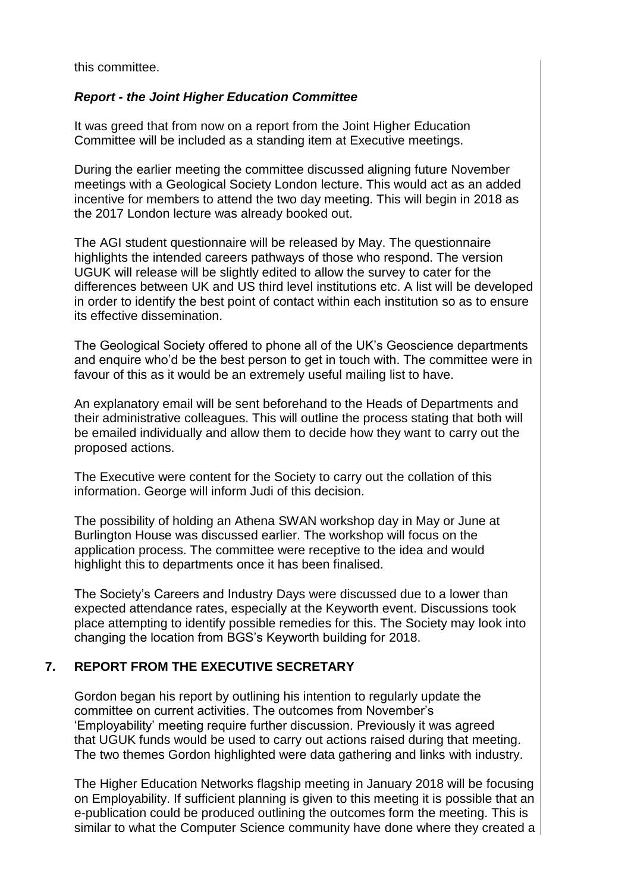this committee.

***Report - the Joint Higher Education Committee***

It was greed that from now on a report from the Joint Higher Education Committee will be included as a standing item at Executive meetings.

During the earlier meeting the committee discussed aligning future November meetings with a Geological Society London lecture. This would act as an added incentive for members to attend the two day meeting. This will begin in 2018 as the 2017 London lecture was already booked out.

The AGI student questionnaire will be released by May. The questionnaire highlights the intended careers pathways of those who respond. The version UGUK will release will be slightly edited to allow the survey to cater for the differences between UK and US third level institutions etc. A list will be developed in order to identify the best point of contact within each institution so as to ensure its effective dissemination.

The Geological Society offered to phone all of the UK's Geoscience departments and enquire who'd be the best person to get in touch with. The committee were in favour of this as it would be an extremely useful mailing list to have.

An explanatory email will be sent beforehand to the Heads of Departments and their administrative colleagues. This will outline the process stating that both will be emailed individually and allow them to decide how they want to carry out the proposed actions.

The Executive were content for the Society to carry out the collation of this information. George will inform Judi of this decision.

The possibility of holding an Athena SWAN workshop day in May or June at Burlington House was discussed earlier. The workshop will focus on the application process. The committee were receptive to the idea and would highlight this to departments once it has been finalised.

The Society's Careers and Industry Days were discussed due to a lower than expected attendance rates, especially at the Keyworth event. Discussions took place attempting to identify possible remedies for this. The Society may look into changing the location from BGS's Keyworth building for 2018.

## 7. REPORT FROM THE EXECUTIVE SECRETARY

Gordon began his report by outlining his intention to regularly update the committee on current activities. The outcomes from November's 'Employability' meeting require further discussion. Previously it was agreed that UGUK funds would be used to carry out actions raised during that meeting. The two themes Gordon highlighted were data gathering and links with industry.

The Higher Education Networks flagship meeting in January 2018 will be focusing on Employability. If sufficient planning is given to this meeting it is possible that an e-publication could be produced outlining the outcomes form the meeting. This is similar to what the Computer Science community have done where they created a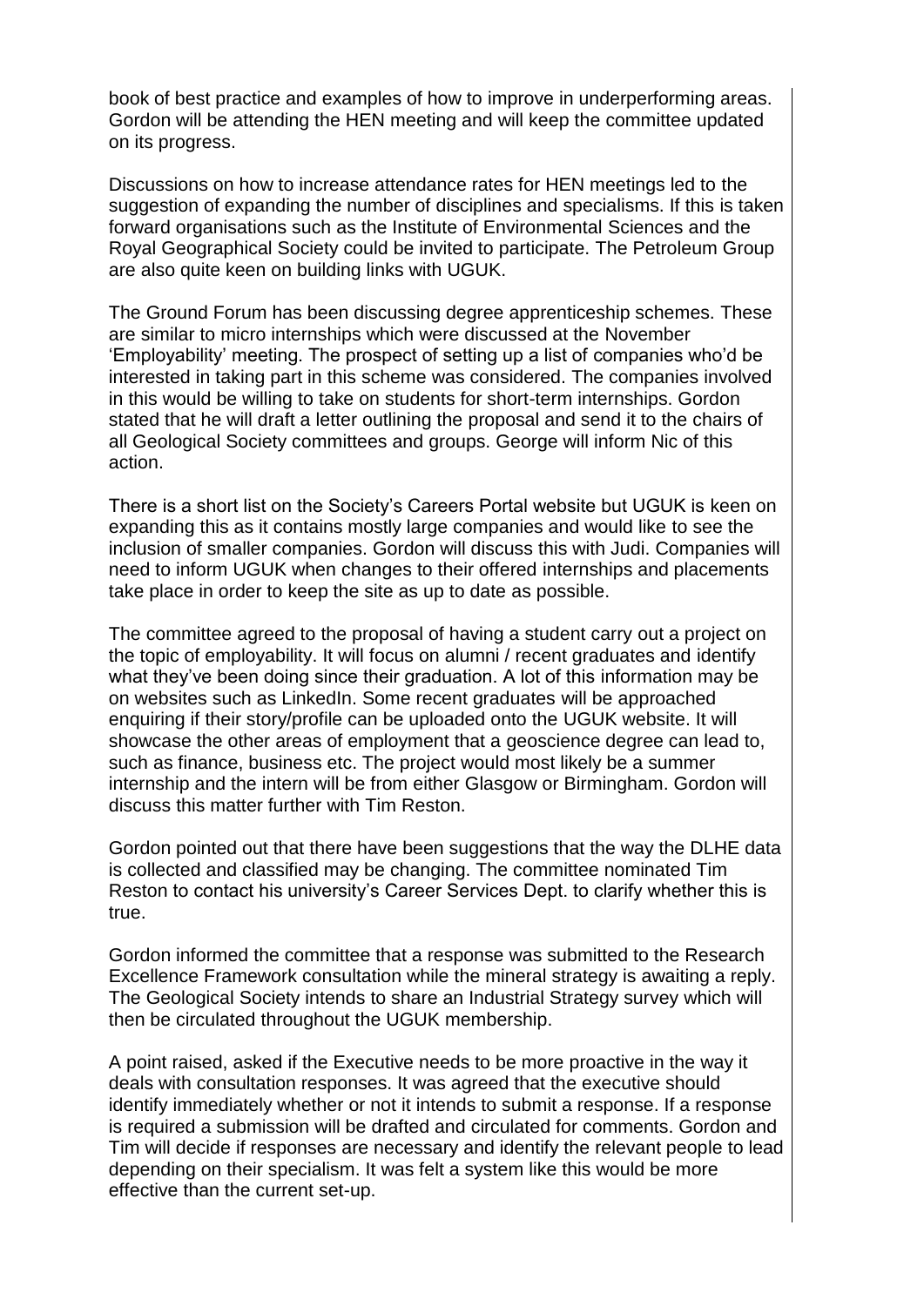book of best practice and examples of how to improve in underperforming areas. Gordon will be attending the HEN meeting and will keep the committee updated on its progress.

Discussions on how to increase attendance rates for HEN meetings led to the suggestion of expanding the number of disciplines and specialisms. If this is taken forward organisations such as the Institute of Environmental Sciences and the Royal Geographical Society could be invited to participate. The Petroleum Group are also quite keen on building links with UGUK.

The Ground Forum has been discussing degree apprenticeship schemes. These are similar to micro internships which were discussed at the November 'Employability' meeting. The prospect of setting up a list of companies who'd be interested in taking part in this scheme was considered. The companies involved in this would be willing to take on students for short-term internships. Gordon stated that he will draft a letter outlining the proposal and send it to the chairs of all Geological Society committees and groups. George will inform Nic of this action.

There is a short list on the Society's Careers Portal website but UGUK is keen on expanding this as it contains mostly large companies and would like to see the inclusion of smaller companies. Gordon will discuss this with Judi. Companies will need to inform UGUK when changes to their offered internships and placements take place in order to keep the site as up to date as possible.

The committee agreed to the proposal of having a student carry out a project on the topic of employability. It will focus on alumni / recent graduates and identify what they've been doing since their graduation. A lot of this information may be on websites such as LinkedIn. Some recent graduates will be approached enquiring if their story/profile can be uploaded onto the UGUK website. It will showcase the other areas of employment that a geoscience degree can lead to, such as finance, business etc. The project would most likely be a summer internship and the intern will be from either Glasgow or Birmingham. Gordon will discuss this matter further with Tim Reston.

Gordon pointed out that there have been suggestions that the way the DLHE data is collected and classified may be changing. The committee nominated Tim Reston to contact his university's Career Services Dept. to clarify whether this is true.

Gordon informed the committee that a response was submitted to the Research Excellence Framework consultation while the mineral strategy is awaiting a reply. The Geological Society intends to share an Industrial Strategy survey which will then be circulated throughout the UGUK membership.

A point raised, asked if the Executive needs to be more proactive in the way it deals with consultation responses. It was agreed that the executive should identify immediately whether or not it intends to submit a response. If a response is required a submission will be drafted and circulated for comments. Gordon and Tim will decide if responses are necessary and identify the relevant people to lead depending on their specialism. It was felt a system like this would be more effective than the current set-up.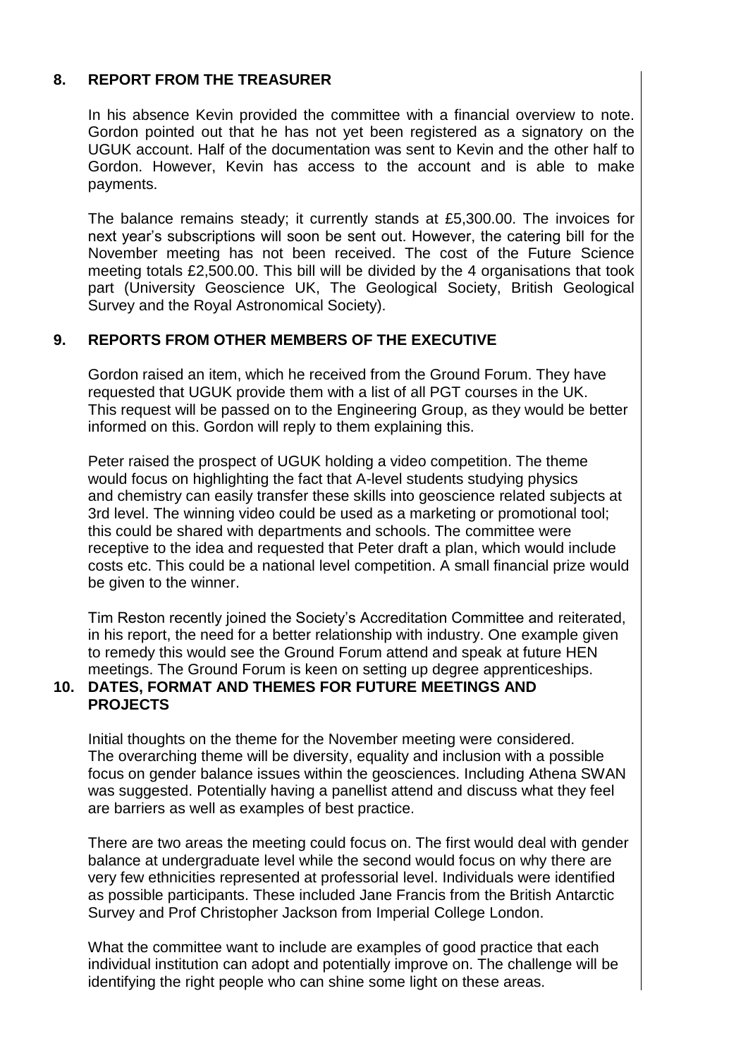## 8. REPORT FROM THE TREASURER

In his absence Kevin provided the committee with a financial overview to note. Gordon pointed out that he has not yet been registered as a signatory on the UGUK account. Half of the documentation was sent to Kevin and the other half to Gordon. However, Kevin has access to the account and is able to make payments.

The balance remains steady; it currently stands at £5,300.00. The invoices for next year's subscriptions will soon be sent out. However, the catering bill for the November meeting has not been received. The cost of the Future Science meeting totals £2,500.00. This bill will be divided by the 4 organisations that took part (University Geoscience UK, The Geological Society, British Geological Survey and the Royal Astronomical Society).

## 9. REPORTS FROM OTHER MEMBERS OF THE EXECUTIVE

Gordon raised an item, which he received from the Ground Forum. They have requested that UGUK provide them with a list of all PGT courses in the UK. This request will be passed on to the Engineering Group, as they would be better informed on this. Gordon will reply to them explaining this.

Peter raised the prospect of UGUK holding a video competition. The theme would focus on highlighting the fact that A-level students studying physics and chemistry can easily transfer these skills into geoscience related subjects at 3rd level. The winning video could be used as a marketing or promotional tool; this could be shared with departments and schools. The committee were receptive to the idea and requested that Peter draft a plan, which would include costs etc. This could be a national level competition. A small financial prize would be given to the winner.

Tim Reston recently joined the Society's Accreditation Committee and reiterated, in his report, the need for a better relationship with industry. One example given to remedy this would see the Ground Forum attend and speak at future HEN meetings. The Ground Forum is keen on setting up degree apprenticeships.

## 10. DATES, FORMAT AND THEMES FOR FUTURE MEETINGS AND PROJECTS

Initial thoughts on the theme for the November meeting were considered. The overarching theme will be diversity, equality and inclusion with a possible focus on gender balance issues within the geosciences. Including Athena SWAN was suggested. Potentially having a panellist attend and discuss what they feel are barriers as well as examples of best practice.

There are two areas the meeting could focus on. The first would deal with gender balance at undergraduate level while the second would focus on why there are very few ethnicities represented at professorial level. Individuals were identified as possible participants. These included Jane Francis from the British Antarctic Survey and Prof Christopher Jackson from Imperial College London.

What the committee want to include are examples of good practice that each individual institution can adopt and potentially improve on. The challenge will be identifying the right people who can shine some light on these areas.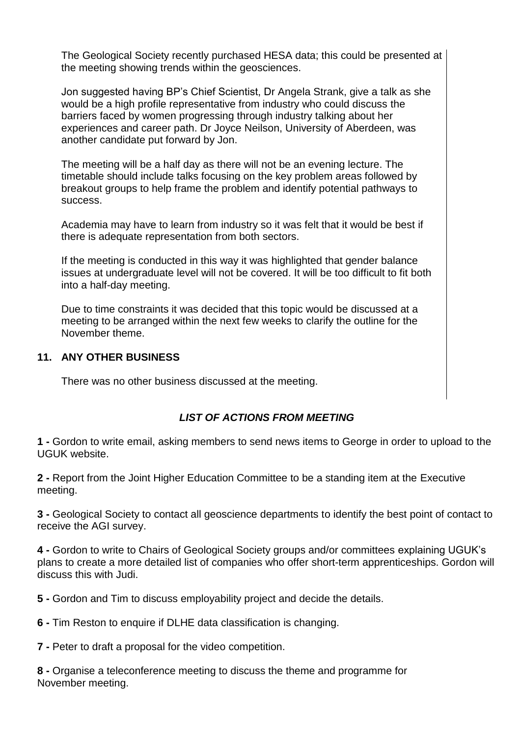The Geological Society recently purchased HESA data; this could be presented at the meeting showing trends within the geosciences.

Jon suggested having BP's Chief Scientist, Dr Angela Strank, give a talk as she would be a high profile representative from industry who could discuss the barriers faced by women progressing through industry talking about her experiences and career path. Dr Joyce Neilson, University of Aberdeen, was another candidate put forward by Jon.

The meeting will be a half day as there will not be an evening lecture. The timetable should include talks focusing on the key problem areas followed by breakout groups to help frame the problem and identify potential pathways to success.

Academia may have to learn from industry so it was felt that it would be best if there is adequate representation from both sectors.

If the meeting is conducted in this way it was highlighted that gender balance issues at undergraduate level will not be covered. It will be too difficult to fit both into a half-day meeting.

Due to time constraints it was decided that this topic would be discussed at a meeting to be arranged within the next few weeks to clarify the outline for the November theme.

## 11. ANY OTHER BUSINESS

There was no other business discussed at the meeting.

### *LIST OF ACTIONS FROM MEETING*

**1 -** Gordon to write email, asking members to send news items to George in order to upload to the UGUK website.

**2 -** Report from the Joint Higher Education Committee to be a standing item at the Executive meeting.

**3 -** Geological Society to contact all geoscience departments to identify the best point of contact to receive the AGI survey.

**4 -** Gordon to write to Chairs of Geological Society groups and/or committees explaining UGUK's plans to create a more detailed list of companies who offer short-term apprenticeships. Gordon will discuss this with Judi.

**5 -** Gordon and Tim to discuss employability project and decide the details.

**6 -** Tim Reston to enquire if DLHE data classification is changing.

**7 -** Peter to draft a proposal for the video competition.

**8 -** Organise a teleconference meeting to discuss the theme and programme for November meeting.